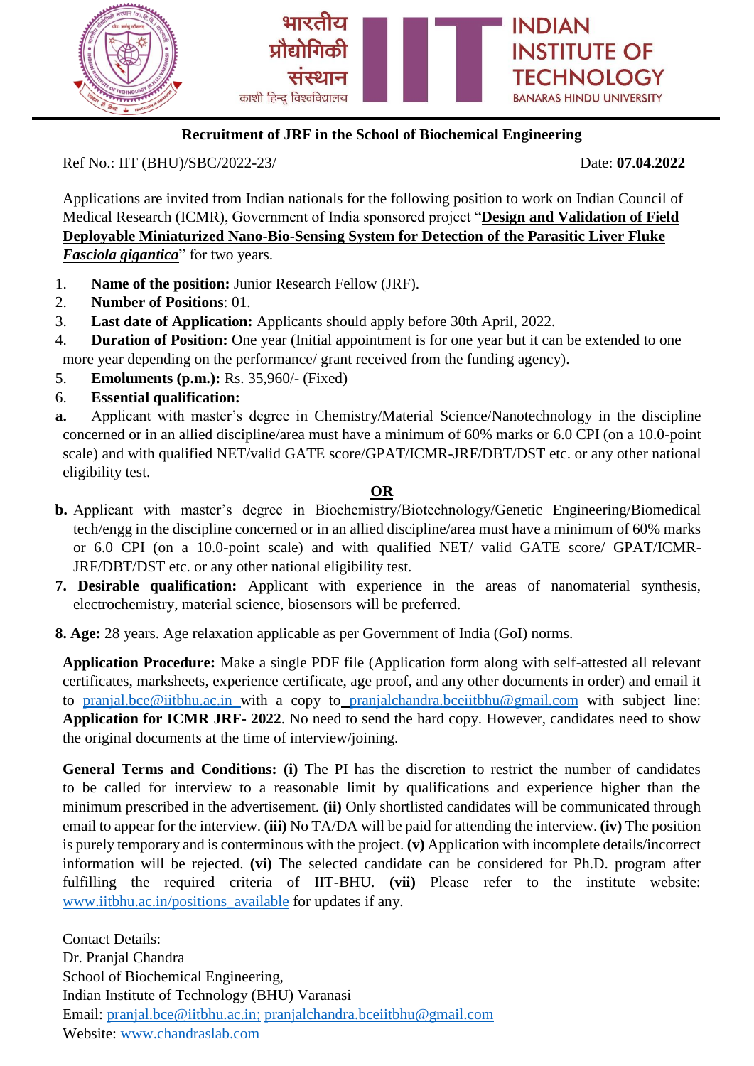भारतीय प्रौद्योगिकी संस्थान
काशी हिन्दू विश्वविद्यालय

INDIAN INSTITUTE OF TECHNOLOGY
BANARAS HINDU UNIVERSITY

## Recruitment of JRF in the School of Biochemical Engineering

Ref No.: IIT (BHU)/SBC/2022-23/ Date: **07.04.2022**

Applications are invited from Indian nationals for the following position to work on Indian Council of Medical Research (ICMR), Government of India sponsored project "**Design and Validation of Field Deployable Miniaturized Nano-Bio-Sensing System for Detection of the Parasitic Liver Fluke *Fasciola gigantica***" for two years.

1. **Name of the position:** Junior Research Fellow (JRF).
2. **Number of Positions**: 01.
3. **Last date of Application:** Applicants should apply before 30th April, 2022.
4. **Duration of Position:** One year (Initial appointment is for one year but it can be extended to one more year depending on the performance/ grant received from the funding agency).
5. **Emoluments (p.m.):** Rs. 35,960/- (Fixed)
6. **Essential qualification:**

**a.** Applicant with master's degree in Chemistry/Material Science/Nanotechnology in the discipline concerned or in an allied discipline/area must have a minimum of 60% marks or 6.0 CPI (on a 10.0-point scale) and with qualified NET/valid GATE score/GPAT/ICMR-JRF/DBT/DST etc. or any other national eligibility test.

**OR**

**b.** Applicant with master's degree in Biochemistry/Biotechnology/Genetic Engineering/Biomedical tech/engg in the discipline concerned or in an allied discipline/area must have a minimum of 60% marks or 6.0 CPI (on a 10.0-point scale) and with qualified NET/ valid GATE score/ GPAT/ICMR-JRF/DBT/DST etc. or any other national eligibility test.

7. **Desirable qualification:** Applicant with experience in the areas of nanomaterial synthesis, electrochemistry, material science, biosensors will be preferred.

8. **Age:** 28 years. Age relaxation applicable as per Government of India (GoI) norms.

**Application Procedure:** Make a single PDF file (Application form along with self-attested all relevant certificates, marksheets, experience certificate, age proof, and any other documents in order) and email it to pranjal.bce@iitbhu.ac.in with a copy to pranjalchandra.bceiitbhu@gmail.com with subject line: **Application for ICMR JRF- 2022**. No need to send the hard copy. However, candidates need to show the original documents at the time of interview/joining.

**General Terms and Conditions: (i)** The PI has the discretion to restrict the number of candidates to be called for interview to a reasonable limit by qualifications and experience higher than the minimum prescribed in the advertisement. **(ii)** Only shortlisted candidates will be communicated through email to appear for the interview. **(iii)** No TA/DA will be paid for attending the interview. **(iv)** The position is purely temporary and is conterminous with the project. **(v)** Application with incomplete details/incorrect information will be rejected. **(vi)** The selected candidate can be considered for Ph.D. program after fulfilling the required criteria of IIT-BHU. **(vii)** Please refer to the institute website: www.iitbhu.ac.in/positions_available for updates if any.

Contact Details:
Dr. Pranjal Chandra
School of Biochemical Engineering,
Indian Institute of Technology (BHU) Varanasi
Email: pranjal.bce@iitbhu.ac.in; pranjalchandra.bceiitbhu@gmail.com
Website: www.chandraslab.com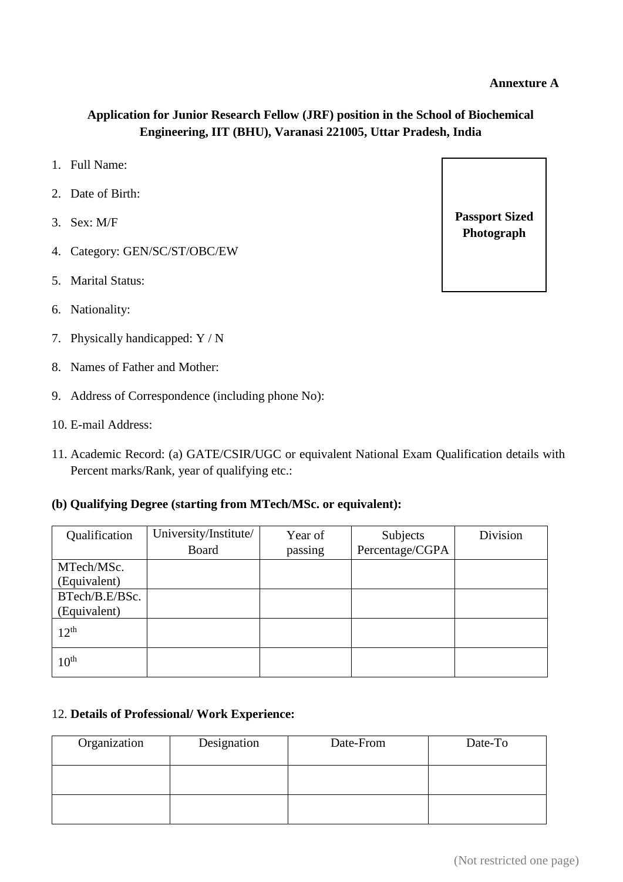**Annexure A**

**Application for Junior Research Fellow (JRF) position in the School of Biochemical Engineering, IIT (BHU), Varanasi 221005, Uttar Pradesh, India**

**Passport Sized Photograph**

1. Full Name:
2. Date of Birth:
3. Sex: M/F
4. Category: GEN/SC/ST/OBC/EW
5. Marital Status:
6. Nationality:
7. Physically handicapped: Y / N
8. Names of Father and Mother:
9. Address of Correspondence (including phone No):
10. E-mail Address:
11. Academic Record: (a) GATE/CSIR/UGC or equivalent National Exam Qualification details with Percent marks/Rank, year of qualifying etc.:

**(b) Qualifying Degree (starting from MTech/MSc. or equivalent):**

| Qualification | University/Institute/ Board | Year of passing | Subjects Percentage/CGPA | Division |
|---|---|---|---|---|
| MTech/MSc. (Equivalent) | | | | |
| BTech/B.E/BSc. (Equivalent) | | | | |
| 12th | | | | |
| 10th | | | | |

12. **Details of Professional/ Work Experience:**

| Organization | Designation | Date-From | Date-To |
|---|---|---|---|
| | | | |
| | | | |

(Not restricted one page)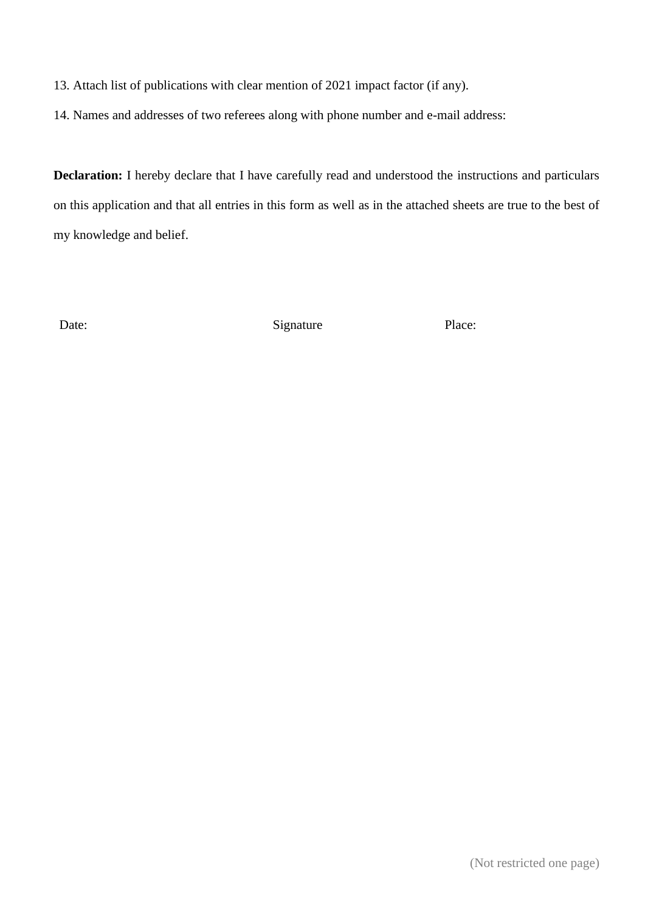13. Attach list of publications with clear mention of 2021 impact factor (if any).

14. Names and addresses of two referees along with phone number and e-mail address:

**Declaration:** I hereby declare that I have carefully read and understood the instructions and particulars on this application and that all entries in this form as well as in the attached sheets are true to the best of my knowledge and belief.

Date: Signature Place:

(Not restricted one page)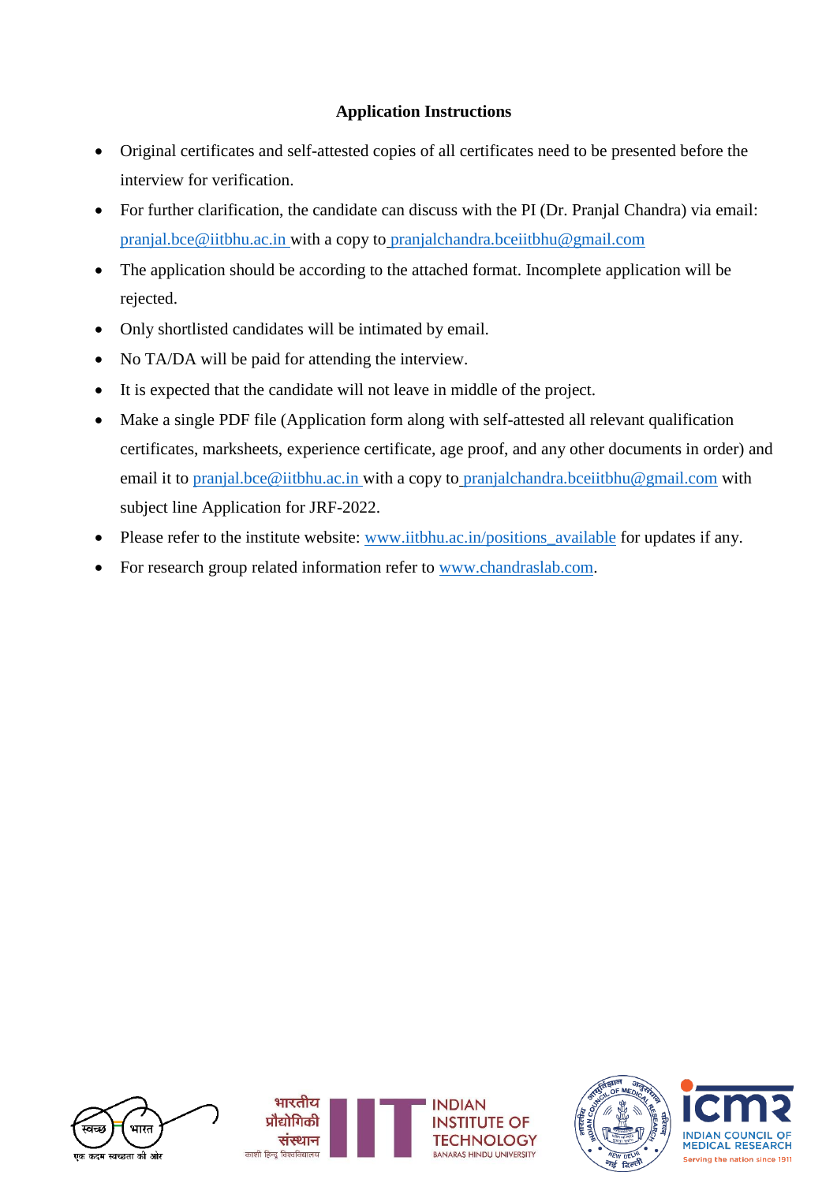## Application Instructions

- Original certificates and self-attested copies of all certificates need to be presented before the interview for verification.
- For further clarification, the candidate can discuss with the PI (Dr. Pranjal Chandra) via email: pranjal.bce@iitbhu.ac.in with a copy to pranjalchandra.bceiitbhu@gmail.com
- The application should be according to the attached format. Incomplete application will be rejected.
- Only shortlisted candidates will be intimated by email.
- No TA/DA will be paid for attending the interview.
- It is expected that the candidate will not leave in middle of the project.
- Make a single PDF file (Application form along with self-attested all relevant qualification certificates, marksheets, experience certificate, age proof, and any other documents in order) and email it to pranjal.bce@iitbhu.ac.in with a copy to pranjalchandra.bceiitbhu@gmail.com with subject line Application for JRF-2022.
- Please refer to the institute website: www.iitbhu.ac.in/positions_available for updates if any.
- For research group related information refer to www.chandraslab.com.